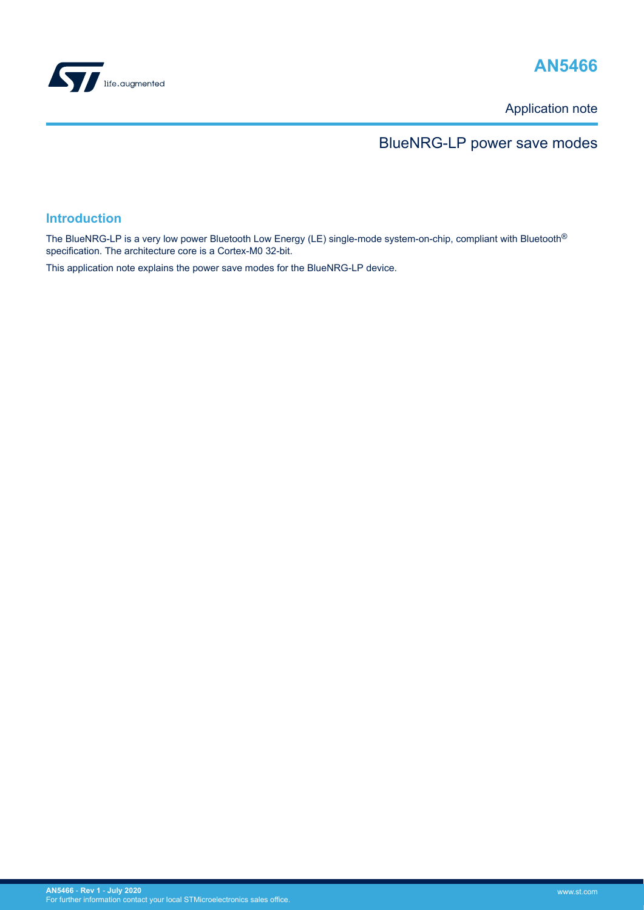# AN5466

Application note

## BlueNRG-LP power save modes

### Introduction

The BlueNRG-LP is a very low power Bluetooth Low Energy (LE) single-mode system-on-chip, compliant with Bluetooth® specification. The architecture core is a Cortex-M0 32-bit.

This application note explains the power save modes for the BlueNRG-LP device.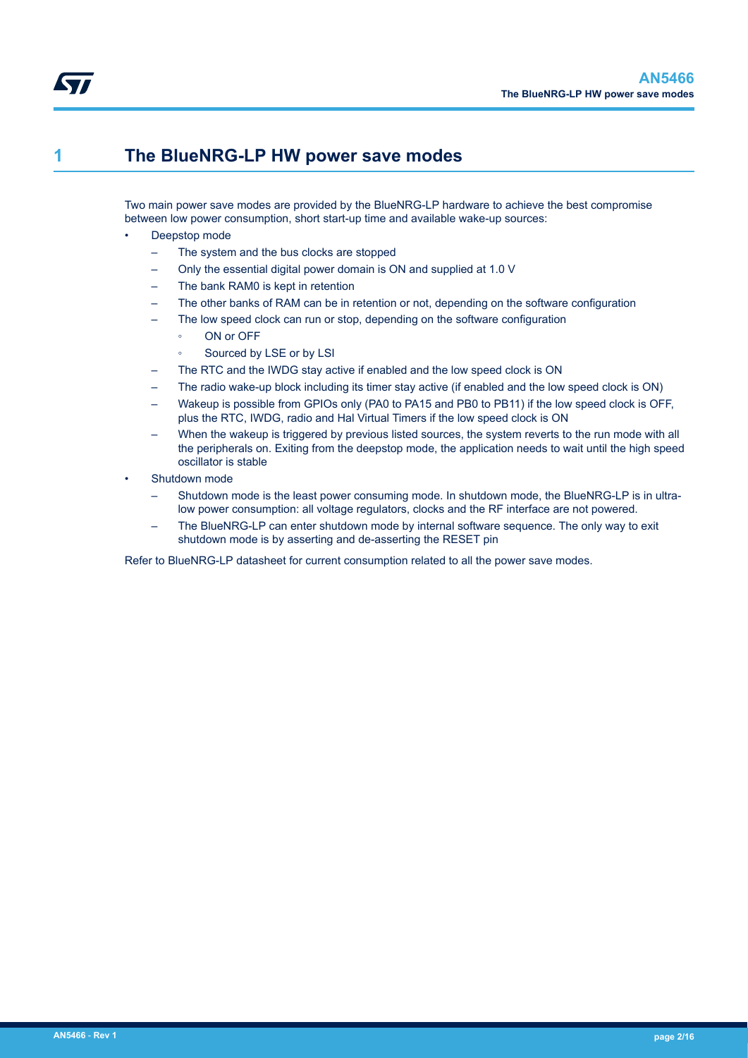# 1 The BlueNRG-LP HW power save modes

Two main power save modes are provided by the BlueNRG-LP hardware to achieve the best compromise between low power consumption, short start-up time and available wake-up sources:

- Deepstop mode
  - The system and the bus clocks are stopped
  - Only the essential digital power domain is ON and supplied at 1.0 V
  - The bank RAM0 is kept in retention
  - The other banks of RAM can be in retention or not, depending on the software configuration
  - The low speed clock can run or stop, depending on the software configuration
    - ON or OFF
    - Sourced by LSE or by LSI
  - The RTC and the IWDG stay active if enabled and the low speed clock is ON
  - The radio wake-up block including its timer stay active (if enabled and the low speed clock is ON)
  - Wakeup is possible from GPIOs only (PA0 to PA15 and PB0 to PB11) if the low speed clock is OFF, plus the RTC, IWDG, radio and Hal Virtual Timers if the low speed clock is ON
  - When the wakeup is triggered by previous listed sources, the system reverts to the run mode with all the peripherals on. Exiting from the deepstop mode, the application needs to wait until the high speed oscillator is stable
- Shutdown mode
  - Shutdown mode is the least power consuming mode. In shutdown mode, the BlueNRG-LP is in ultra-low power consumption: all voltage regulators, clocks and the RF interface are not powered.
  - The BlueNRG-LP can enter shutdown mode by internal software sequence. The only way to exit shutdown mode is by asserting and de-asserting the RESET pin

Refer to BlueNRG-LP datasheet for current consumption related to all the power save modes.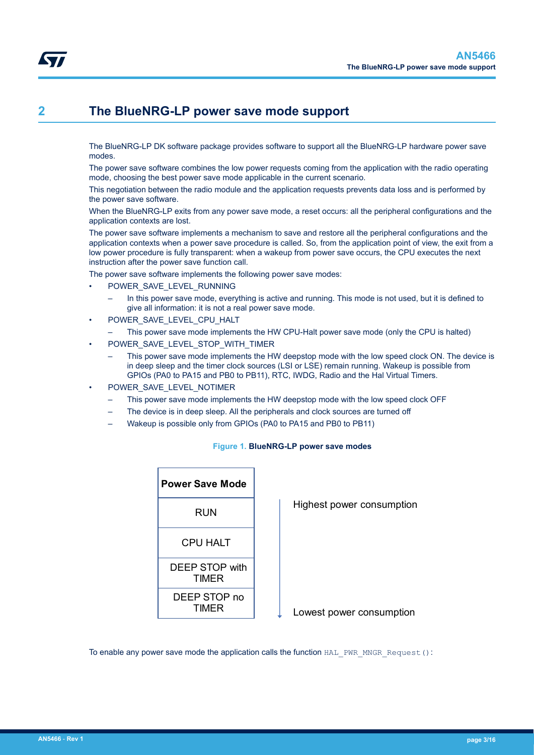# 2 The BlueNRG-LP power save mode support

The BlueNRG-LP DK software package provides software to support all the BlueNRG-LP hardware power save modes.

The power save software combines the low power requests coming from the application with the radio operating mode, choosing the best power save mode applicable in the current scenario.

This negotiation between the radio module and the application requests prevents data loss and is performed by the power save software.

When the BlueNRG-LP exits from any power save mode, a reset occurs: all the peripheral configurations and the application contexts are lost.

The power save software implements a mechanism to save and restore all the peripheral configurations and the application contexts when a power save procedure is called. So, from the application point of view, the exit from a low power procedure is fully transparent: when a wakeup from power save occurs, the CPU executes the next instruction after the power save function call.

The power save software implements the following power save modes:

- POWER_SAVE_LEVEL_RUNNING
  - In this power save mode, everything is active and running. This mode is not used, but it is defined to give all information: it is not a real power save mode.
- POWER_SAVE_LEVEL_CPU_HALT
  - This power save mode implements the HW CPU-Halt power save mode (only the CPU is halted)
- POWER_SAVE_LEVEL_STOP_WITH_TIMER
  - This power save mode implements the HW deepstop mode with the low speed clock ON. The device is in deep sleep and the timer clock sources (LSI or LSE) remain running. Wakeup is possible from GPIOs (PA0 to PA15 and PB0 to PB11), RTC, IWDG, Radio and the Hal Virtual Timers.
- POWER_SAVE_LEVEL_NOTIMER
  - This power save mode implements the HW deepstop mode with the low speed clock OFF
  - The device is in deep sleep. All the peripherals and clock sources are turned off
  - Wakeup is possible only from GPIOs (PA0 to PA15 and PB0 to PB11)

**Figure 1. BlueNRG-LP power save modes**

| Power Save Mode | |
|---|---|
| RUN | Highest power consumption |
| CPU HALT | |
| DEEP STOP with TIMER | |
| DEEP STOP no TIMER | Lowest power consumption |

To enable any power save mode the application calls the function `HAL_PWR_MNGR_Request()`: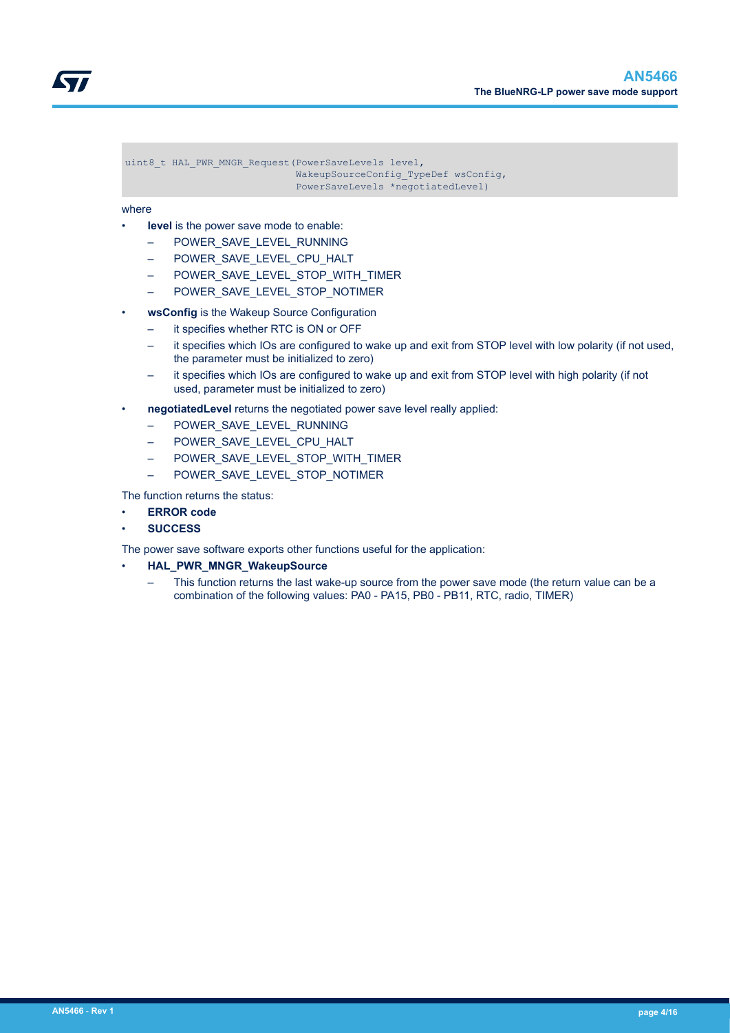```
uint8_t HAL_PWR_MNGR_Request(PowerSaveLevels level,
                              WakeupSourceConfig_TypeDef wsConfig,
                              PowerSaveLevels *negotiatedLevel)
```

where

- **level** is the power save mode to enable:
  - POWER_SAVE_LEVEL_RUNNING
  - POWER_SAVE_LEVEL_CPU_HALT
  - POWER_SAVE_LEVEL_STOP_WITH_TIMER
  - POWER_SAVE_LEVEL_STOP_NOTIMER
- **wsConfig** is the Wakeup Source Configuration
  - it specifies whether RTC is ON or OFF
  - it specifies which IOs are configured to wake up and exit from STOP level with low polarity (if not used, the parameter must be initialized to zero)
  - it specifies which IOs are configured to wake up and exit from STOP level with high polarity (if not used, parameter must be initialized to zero)
- **negotiatedLevel** returns the negotiated power save level really applied:
  - POWER_SAVE_LEVEL_RUNNING
  - POWER_SAVE_LEVEL_CPU_HALT
  - POWER_SAVE_LEVEL_STOP_WITH_TIMER
  - POWER_SAVE_LEVEL_STOP_NOTIMER

The function returns the status:

- **ERROR code**
- **SUCCESS**

The power save software exports other functions useful for the application:

- **HAL_PWR_MNGR_WakeupSource**
  - This function returns the last wake-up source from the power save mode (the return value can be a combination of the following values: PA0 - PA15, PB0 - PB11, RTC, radio, TIMER)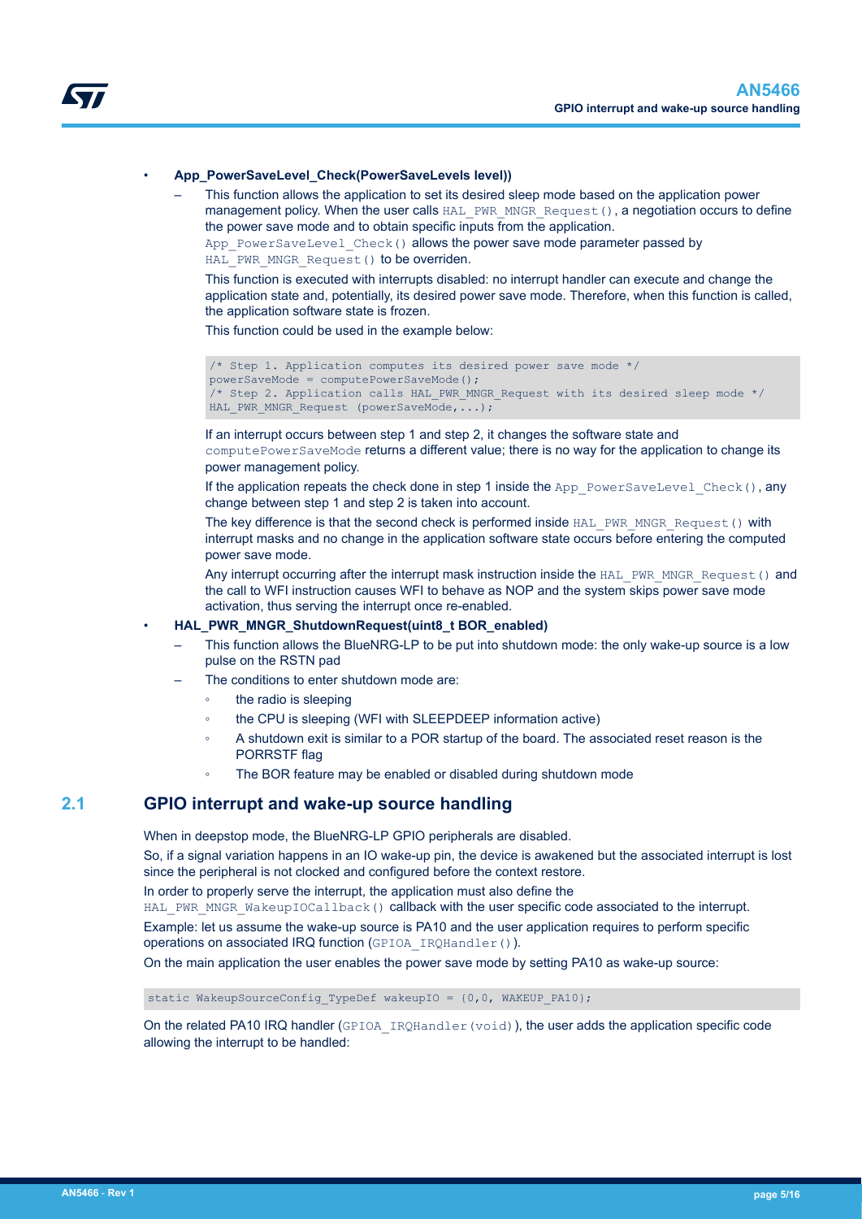- **App_PowerSaveLevel_Check(PowerSaveLevels level))**
  - This function allows the application to set its desired sleep mode based on the application power management policy. When the user calls `HAL_PWR_MNGR_Request()`, a negotiation occurs to define the power save mode and to obtain specific inputs from the application.
    `App_PowerSaveLevel_Check()` allows the power save mode parameter passed by `HAL_PWR_MNGR_Request()` to be overriden.

    This function is executed with interrupts disabled: no interrupt handler can execute and change the application state and, potentially, its desired power save mode. Therefore, when this function is called, the application software state is frozen.

    This function could be used in the example below:

```
/* Step 1. Application computes its desired power save mode */
powerSaveMode = computePowerSaveMode();
/* Step 2. Application calls HAL_PWR_MNGR_Request with its desired sleep mode */
HAL_PWR_MNGR_Request (powerSaveMode,...);
```

    If an interrupt occurs between step 1 and step 2, it changes the software state and `computePowerSaveMode` returns a different value; there is no way for the application to change its power management policy.

    If the application repeats the check done in step 1 inside the `App_PowerSaveLevel_Check()`, any change between step 1 and step 2 is taken into account.

    The key difference is that the second check is performed inside `HAL_PWR_MNGR_Request()` with interrupt masks and no change in the application software state occurs before entering the computed power save mode.

    Any interrupt occurring after the interrupt mask instruction inside the `HAL_PWR_MNGR_Request()` and the call to WFI instruction causes WFI to behave as NOP and the system skips power save mode activation, thus serving the interrupt once re-enabled.

- **HAL_PWR_MNGR_ShutdownRequest(uint8_t BOR_enabled)**
  - This function allows the BlueNRG-LP to be put into shutdown mode: the only wake-up source is a low pulse on the RSTN pad
  - The conditions to enter shutdown mode are:
    - the radio is sleeping
    - the CPU is sleeping (WFI with SLEEPDEEP information active)
    - A shutdown exit is similar to a POR startup of the board. The associated reset reason is the PORRSTF flag
    - The BOR feature may be enabled or disabled during shutdown mode

## 2.1 GPIO interrupt and wake-up source handling

When in deepstop mode, the BlueNRG-LP GPIO peripherals are disabled.

So, if a signal variation happens in an IO wake-up pin, the device is awakened but the associated interrupt is lost since the peripheral is not clocked and configured before the context restore.

In order to properly serve the interrupt, the application must also define the `HAL_PWR_MNGR_WakeupIOCallback()` callback with the user specific code associated to the interrupt.

Example: let us assume the wake-up source is PA10 and the user application requires to perform specific operations on associated IRQ function (`GPIOA_IRQHandler()`).

On the main application the user enables the power save mode by setting PA10 as wake-up source:

```
static WakeupSourceConfig_TypeDef wakeupIO = {0,0, WAKEUP_PA10};
```

On the related PA10 IRQ handler (`GPIOA_IRQHandler(void)`), the user adds the application specific code allowing the interrupt to be handled: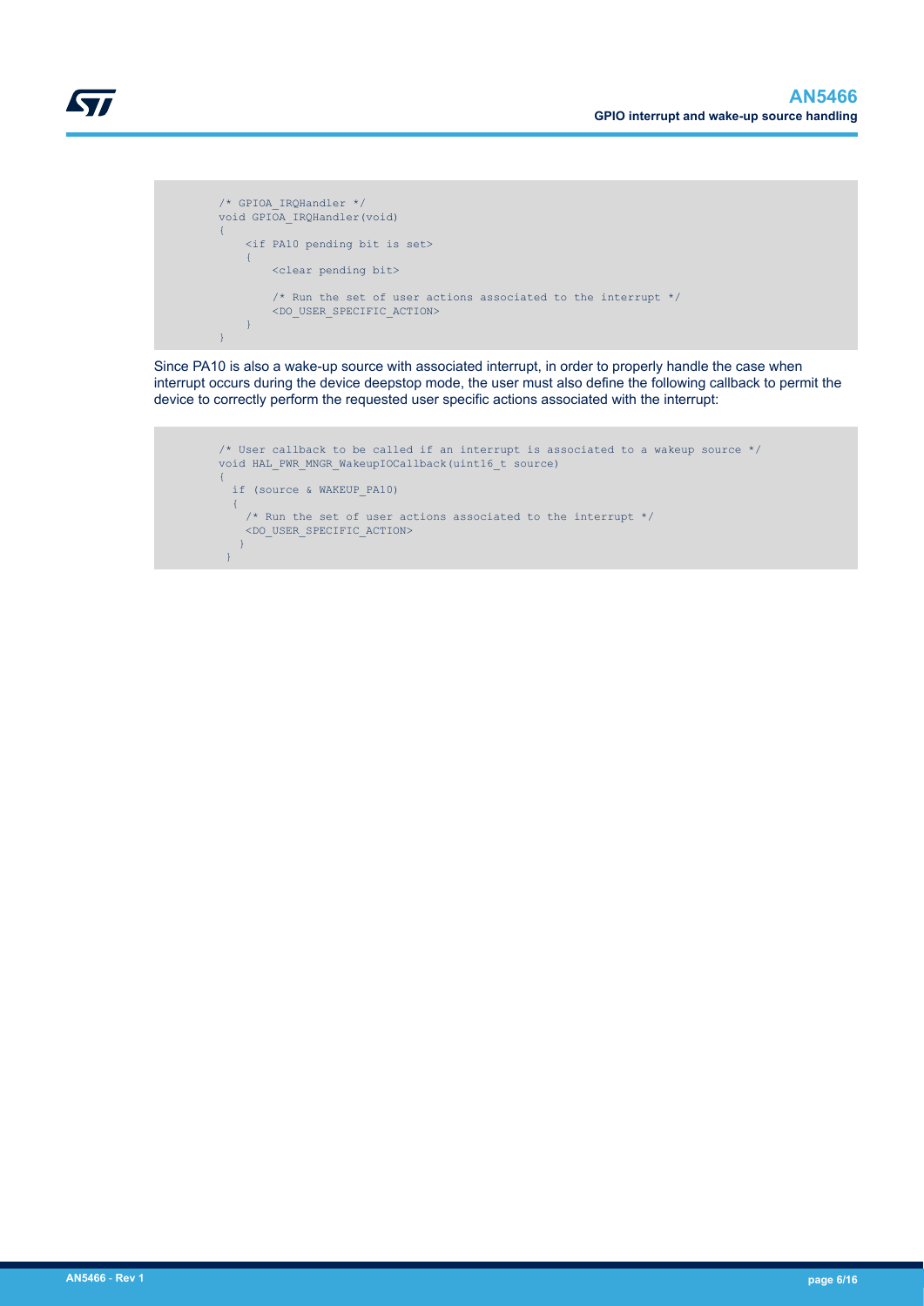```
/* GPIOA_IRQHandler */
void GPIOA_IRQHandler(void)
{
    <if PA10 pending bit is set>
    {
        <clear pending bit>

        /* Run the set of user actions associated to the interrupt */
        <DO_USER_SPECIFIC_ACTION>
    }
}
```

Since PA10 is also a wake-up source with associated interrupt, in order to properly handle the case when interrupt occurs during the device deepstop mode, the user must also define the following callback to permit the device to correctly perform the requested user specific actions associated with the interrupt:

```
/* User callback to be called if an interrupt is associated to a wakeup source */
void HAL_PWR_MNGR_WakeupIOCallback(uint16_t source)
{
  if (source & WAKEUP_PA10)
  {
    /* Run the set of user actions associated to the interrupt */
    <DO_USER_SPECIFIC_ACTION>
  }
}
```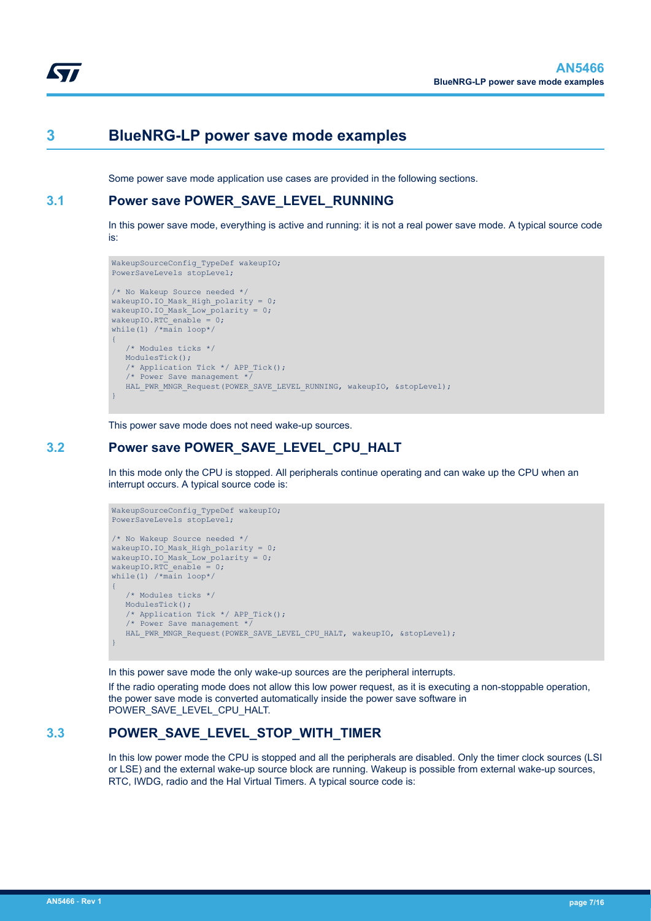# 3 BlueNRG-LP power save mode examples

Some power save mode application use cases are provided in the following sections.

## 3.1 Power save POWER_SAVE_LEVEL_RUNNING

In this power save mode, everything is active and running: it is not a real power save mode. A typical source code is:

```
WakeupSourceConfig_TypeDef wakeupIO;
PowerSaveLevels stopLevel;

/* No Wakeup Source needed */
wakeupIO.IO_Mask_High_polarity = 0;
wakeupIO.IO_Mask_Low_polarity = 0;
wakeupIO.RTC_enable = 0;
while(1) /*main loop*/
{
   /* Modules ticks */
   ModulesTick();
   /* Application Tick */ APP_Tick();
   /* Power Save management */
   HAL_PWR_MNGR_Request(POWER_SAVE_LEVEL_RUNNING, wakeupIO, &stopLevel);
}
```

This power save mode does not need wake-up sources.

## 3.2 Power save POWER_SAVE_LEVEL_CPU_HALT

In this mode only the CPU is stopped. All peripherals continue operating and can wake up the CPU when an interrupt occurs. A typical source code is:

```
WakeupSourceConfig_TypeDef wakeupIO;
PowerSaveLevels stopLevel;

/* No Wakeup Source needed */
wakeupIO.IO_Mask_High_polarity = 0;
wakeupIO.IO_Mask_Low_polarity = 0;
wakeupIO.RTC_enable = 0;
while(1) /*main loop*/
{
   /* Modules ticks */
   ModulesTick();
   /* Application Tick */ APP_Tick();
   /* Power Save management */
   HAL_PWR_MNGR_Request(POWER_SAVE_LEVEL_CPU_HALT, wakeupIO, &stopLevel);
}
```

In this power save mode the only wake-up sources are the peripheral interrupts.

If the radio operating mode does not allow this low power request, as it is executing a non-stoppable operation, the power save mode is converted automatically inside the power save software in POWER_SAVE_LEVEL_CPU_HALT.

## 3.3 POWER_SAVE_LEVEL_STOP_WITH_TIMER

In this low power mode the CPU is stopped and all the peripherals are disabled. Only the timer clock sources (LSI or LSE) and the external wake-up source block are running. Wakeup is possible from external wake-up sources, RTC, IWDG, radio and the Hal Virtual Timers. A typical source code is: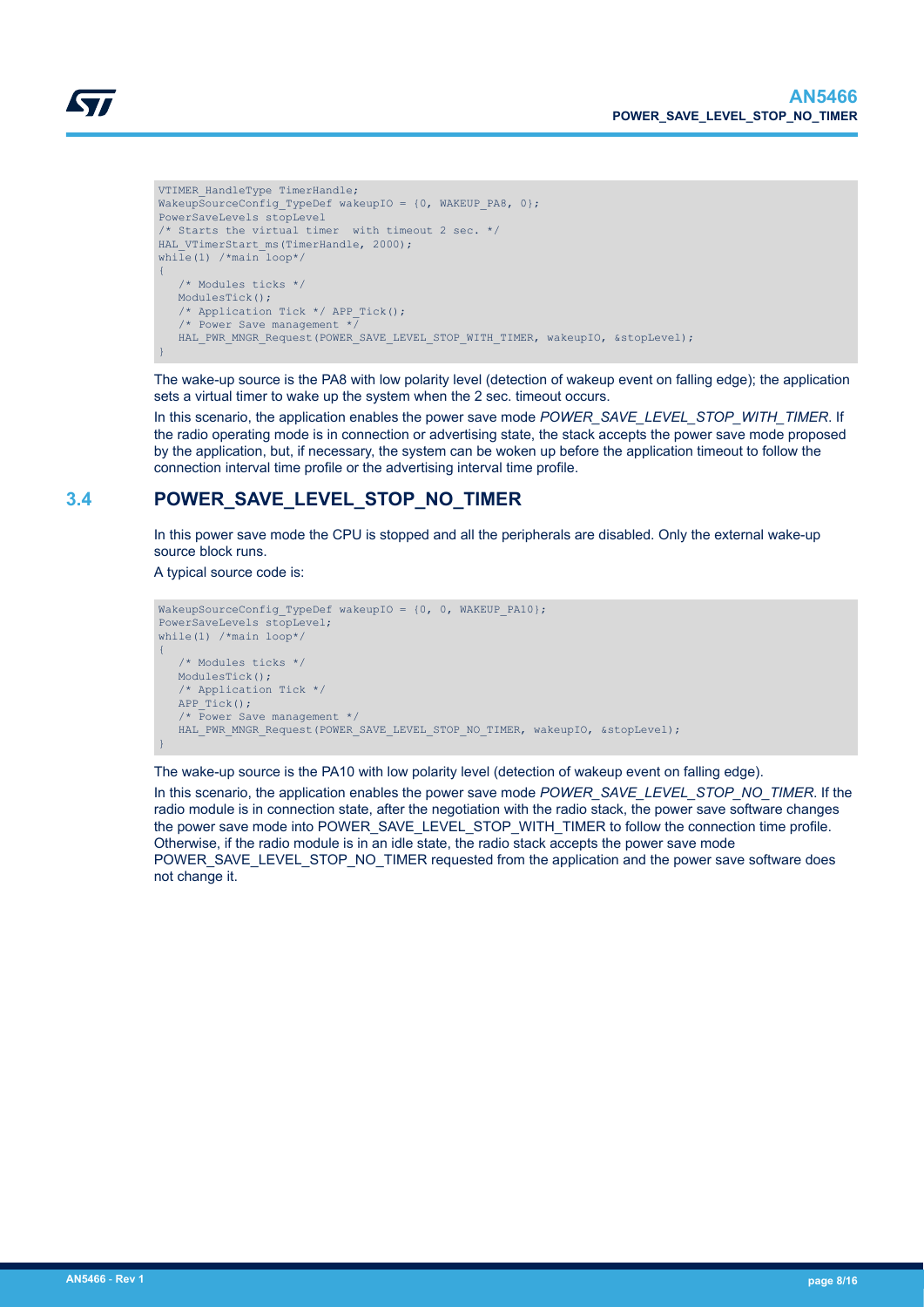```
VTIMER_HandleType TimerHandle;
WakeupSourceConfig_TypeDef wakeupIO = {0, WAKEUP_PA8, 0};
PowerSaveLevels stopLevel
/* Starts the virtual timer  with timeout 2 sec. */
HAL_VTimerStart_ms(TimerHandle, 2000);
while(1) /*main loop*/
{
   /* Modules ticks */
   ModulesTick();
   /* Application Tick */ APP_Tick();
   /* Power Save management */
   HAL_PWR_MNGR_Request(POWER_SAVE_LEVEL_STOP_WITH_TIMER, wakeupIO, &stopLevel);
}
```

The wake-up source is the PA8 with low polarity level (detection of wakeup event on falling edge); the application sets a virtual timer to wake up the system when the 2 sec. timeout occurs.

In this scenario, the application enables the power save mode *POWER_SAVE_LEVEL_STOP_WITH_TIMER*. If the radio operating mode is in connection or advertising state, the stack accepts the power save mode proposed by the application, but, if necessary, the system can be woken up before the application timeout to follow the connection interval time profile or the advertising interval time profile.

## 3.4 POWER_SAVE_LEVEL_STOP_NO_TIMER

In this power save mode the CPU is stopped and all the peripherals are disabled. Only the external wake-up source block runs.

A typical source code is:

```
WakeupSourceConfig_TypeDef wakeupIO = {0, 0, WAKEUP_PA10};
PowerSaveLevels stopLevel;
while(1) /*main loop*/
{
   /* Modules ticks */
   ModulesTick();
   /* Application Tick */
   APP_Tick();
   /* Power Save management */
   HAL_PWR_MNGR_Request(POWER_SAVE_LEVEL_STOP_NO_TIMER, wakeupIO, &stopLevel);
}
```

The wake-up source is the PA10 with low polarity level (detection of wakeup event on falling edge).

In this scenario, the application enables the power save mode *POWER_SAVE_LEVEL_STOP_NO_TIMER*. If the radio module is in connection state, after the negotiation with the radio stack, the power save software changes the power save mode into POWER_SAVE_LEVEL_STOP_WITH_TIMER to follow the connection time profile. Otherwise, if the radio module is in an idle state, the radio stack accepts the power save mode POWER_SAVE_LEVEL_STOP_NO_TIMER requested from the application and the power save software does not change it.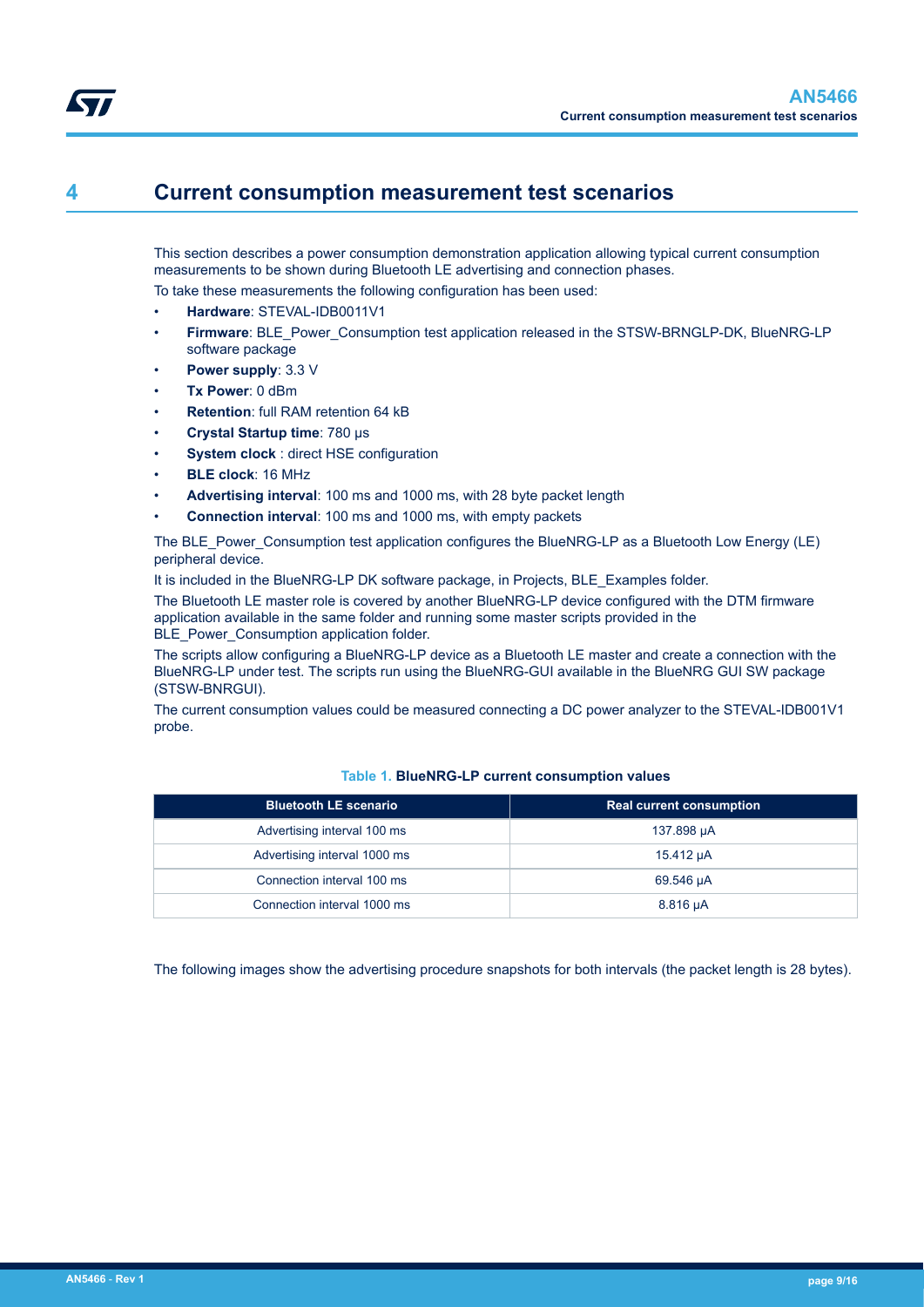# 4 Current consumption measurement test scenarios

This section describes a power consumption demonstration application allowing typical current consumption measurements to be shown during Bluetooth LE advertising and connection phases.

To take these measurements the following configuration has been used:

- **Hardware**: STEVAL-IDB0011V1
- **Firmware**: BLE_Power_Consumption test application released in the STSW-BRNGLP-DK, BlueNRG-LP software package
- **Power supply**: 3.3 V
- **Tx Power**: 0 dBm
- **Retention**: full RAM retention 64 kB
- **Crystal Startup time**: 780 µs
- **System clock** : direct HSE configuration
- **BLE clock**: 16 MHz
- **Advertising interval**: 100 ms and 1000 ms, with 28 byte packet length
- **Connection interval**: 100 ms and 1000 ms, with empty packets

The BLE_Power_Consumption test application configures the BlueNRG-LP as a Bluetooth Low Energy (LE) peripheral device.

It is included in the BlueNRG-LP DK software package, in Projects, BLE_Examples folder.

The Bluetooth LE master role is covered by another BlueNRG-LP device configured with the DTM firmware application available in the same folder and running some master scripts provided in the BLE_Power_Consumption application folder.

The scripts allow configuring a BlueNRG-LP device as a Bluetooth LE master and create a connection with the BlueNRG-LP under test. The scripts run using the BlueNRG-GUI available in the BlueNRG GUI SW package (STSW-BNRGUI).

The current consumption values could be measured connecting a DC power analyzer to the STEVAL-IDB001V1 probe.

**Table 1. BlueNRG-LP current consumption values**

| Bluetooth LE scenario | Real current consumption |
| --- | --- |
| Advertising interval 100 ms | 137.898 µA |
| Advertising interval 1000 ms | 15.412 µA |
| Connection interval 100 ms | 69.546 µA |
| Connection interval 1000 ms | 8.816 µA |

The following images show the advertising procedure snapshots for both intervals (the packet length is 28 bytes).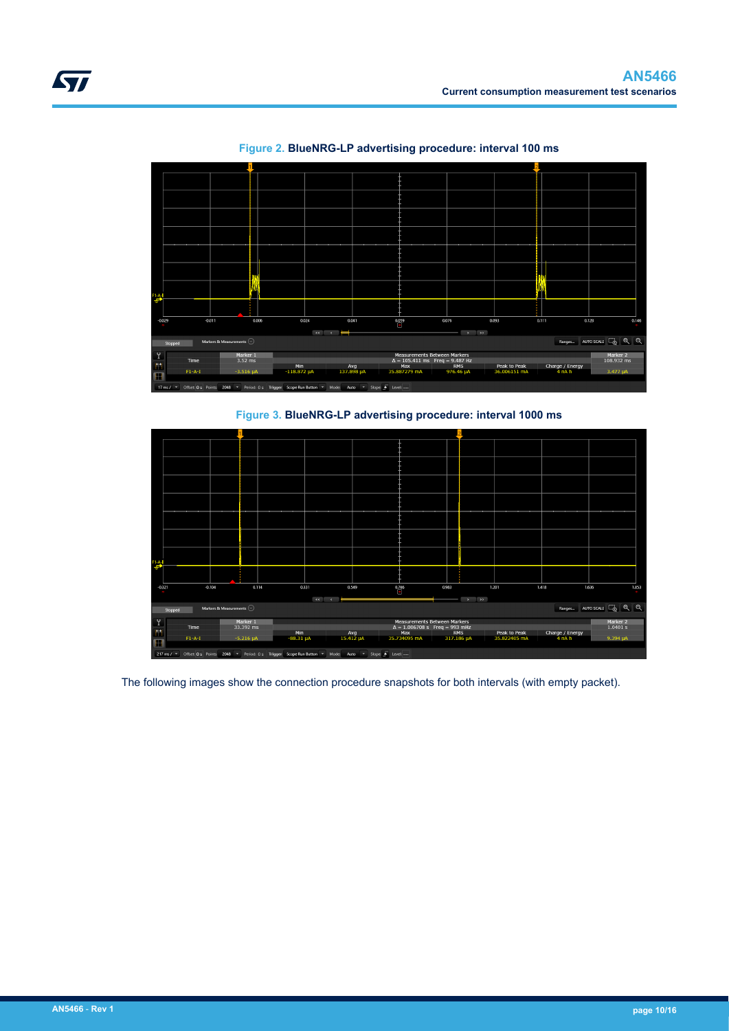Figure 2. **BlueNRG-LP advertising procedure: interval 100 ms**

Figure 3. **BlueNRG-LP advertising procedure: interval 1000 ms**

The following images show the connection procedure snapshots for both intervals (with empty packet).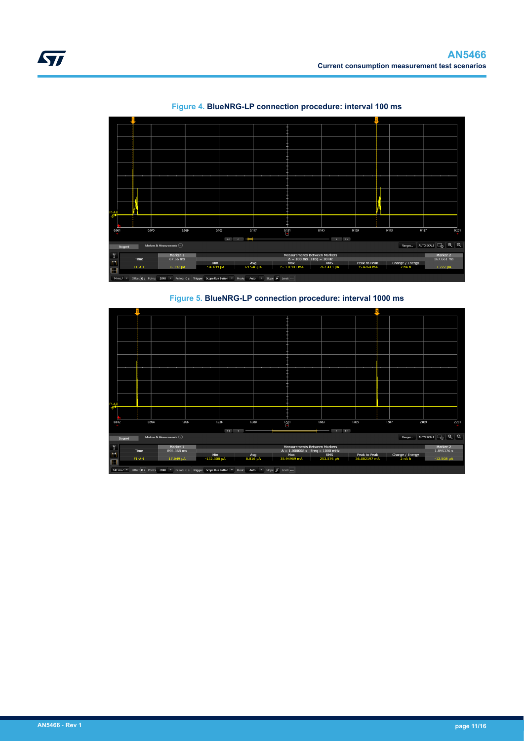Figure 4. BlueNRG-LP connection procedure: interval 100 ms

Figure 5. BlueNRG-LP connection procedure: interval 1000 ms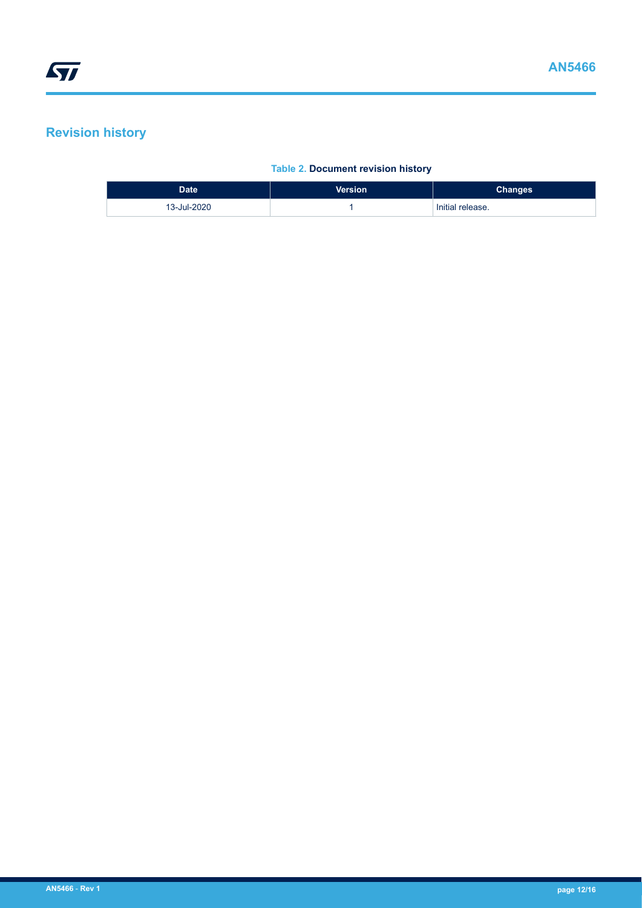## Revision history

**Table 2. Document revision history**

| Date | Version | Changes |
| --- | --- | --- |
| 13-Jul-2020 | 1 | Initial release. |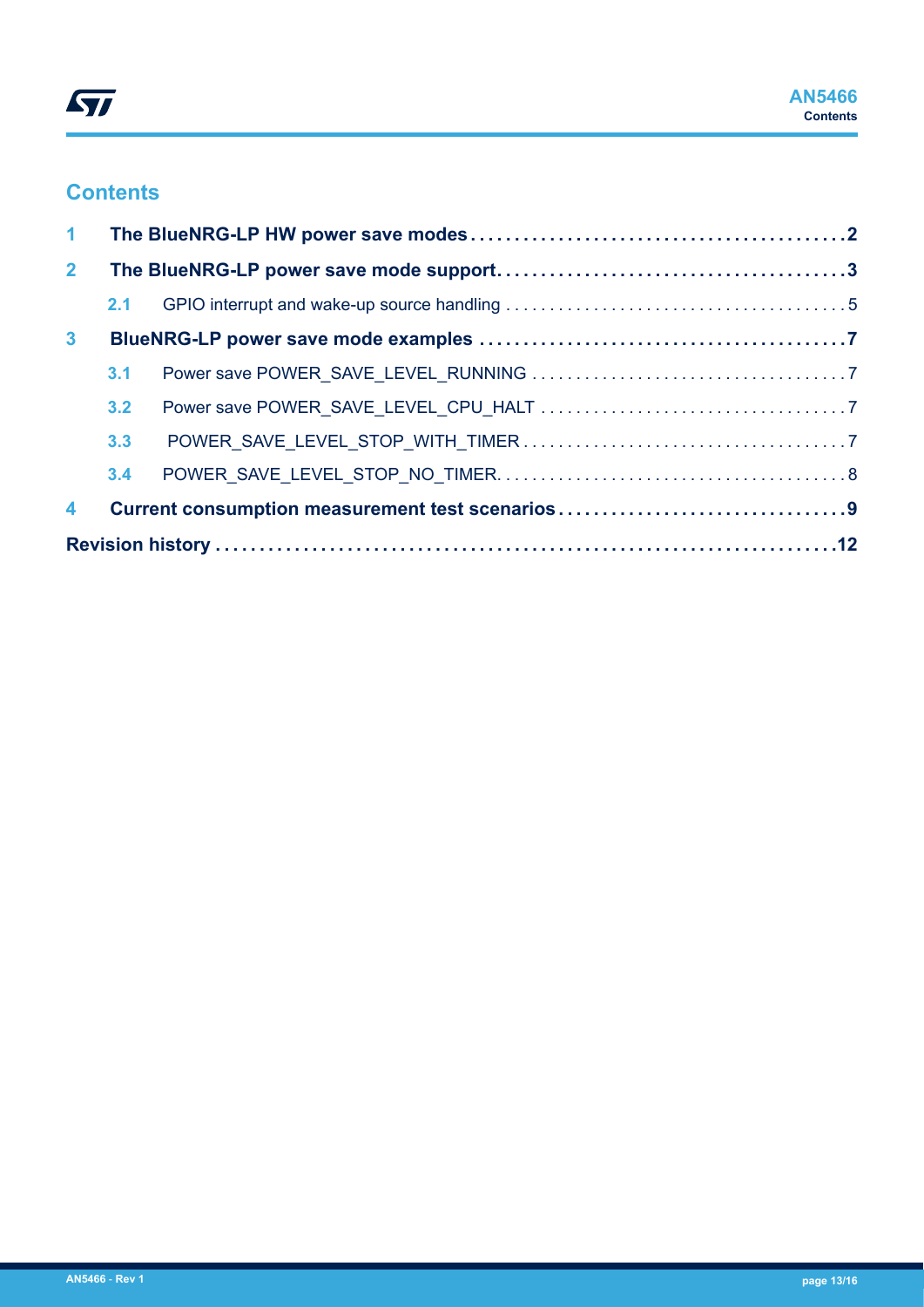## Contents

**1 The BlueNRG-LP HW power save modes** .......... **2**

**2 The BlueNRG-LP power save mode support** .......... **3**

- 2.1 GPIO interrupt and wake-up source handling .......... 5

**3 BlueNRG-LP power save mode examples** .......... **7**

- 3.1 Power save POWER_SAVE_LEVEL_RUNNING .......... 7
- 3.2 Power save POWER_SAVE_LEVEL_CPU_HALT .......... 7
- 3.3 POWER_SAVE_LEVEL_STOP_WITH_TIMER .......... 7
- 3.4 POWER_SAVE_LEVEL_STOP_NO_TIMER .......... 8

**4 Current consumption measurement test scenarios** .......... **9**

**Revision history** .......... **12**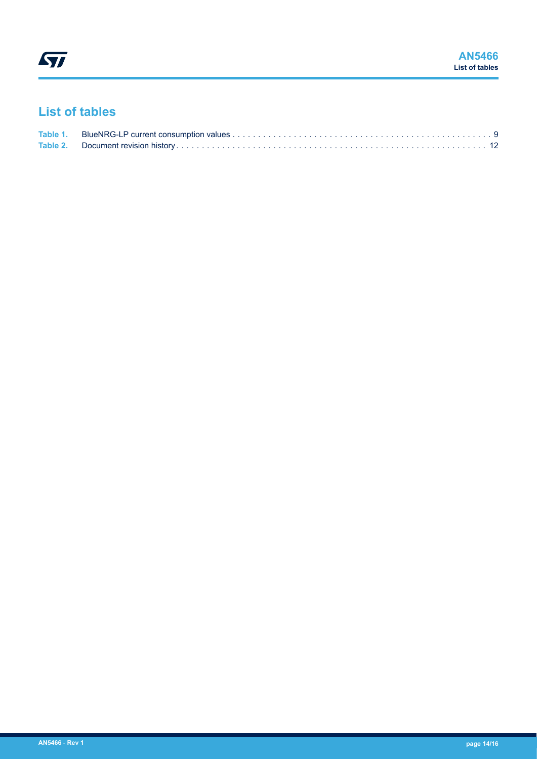## List of tables

Table 1. BlueNRG-LP current consumption values . . . . . . . . . . . . . . . . . . . . . . . . . . . . . . . . . . . . . . . . . . . . . . . . . 9
Table 2. Document revision history . . . . . . . . . . . . . . . . . . . . . . . . . . . . . . . . . . . . . . . . . . . . . . . . . . . . . . . . . . . . 12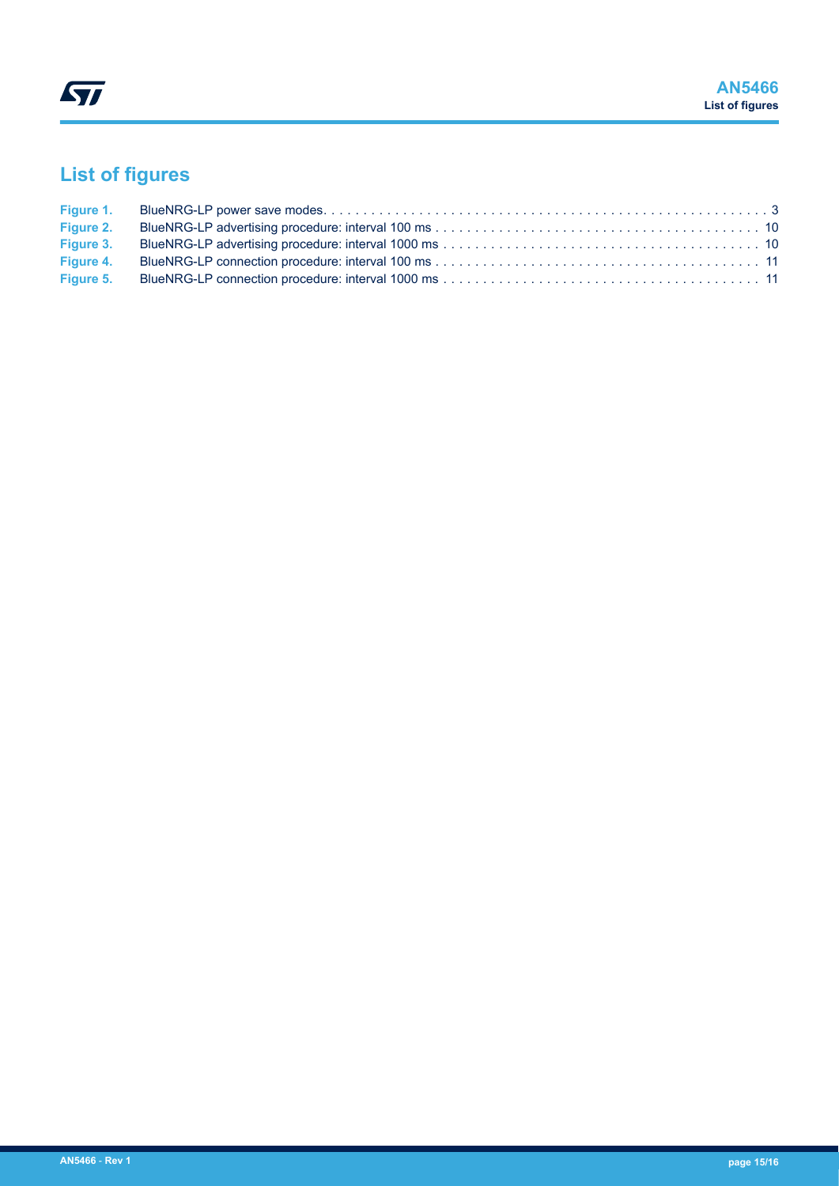# List of figures

| | | |
|---|---|---|
| Figure 1. | BlueNRG-LP power save modes | 3 |
| Figure 2. | BlueNRG-LP advertising procedure: interval 100 ms | 10 |
| Figure 3. | BlueNRG-LP advertising procedure: interval 1000 ms | 10 |
| Figure 4. | BlueNRG-LP connection procedure: interval 100 ms | 11 |
| Figure 5. | BlueNRG-LP connection procedure: interval 1000 ms | 11 |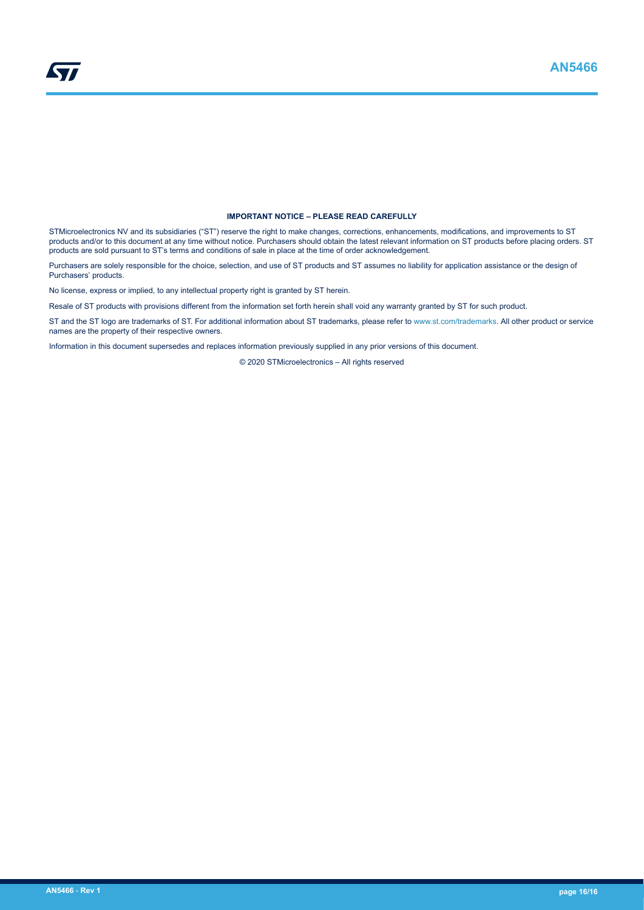**IMPORTANT NOTICE – PLEASE READ CAREFULLY**

STMicroelectronics NV and its subsidiaries ("ST") reserve the right to make changes, corrections, enhancements, modifications, and improvements to ST products and/or to this document at any time without notice. Purchasers should obtain the latest relevant information on ST products before placing orders. ST products are sold pursuant to ST's terms and conditions of sale in place at the time of order acknowledgement.

Purchasers are solely responsible for the choice, selection, and use of ST products and ST assumes no liability for application assistance or the design of Purchasers' products.

No license, express or implied, to any intellectual property right is granted by ST herein.

Resale of ST products with provisions different from the information set forth herein shall void any warranty granted by ST for such product.

ST and the ST logo are trademarks of ST. For additional information about ST trademarks, please refer to www.st.com/trademarks. All other product or service names are the property of their respective owners.

Information in this document supersedes and replaces information previously supplied in any prior versions of this document.

© 2020 STMicroelectronics – All rights reserved